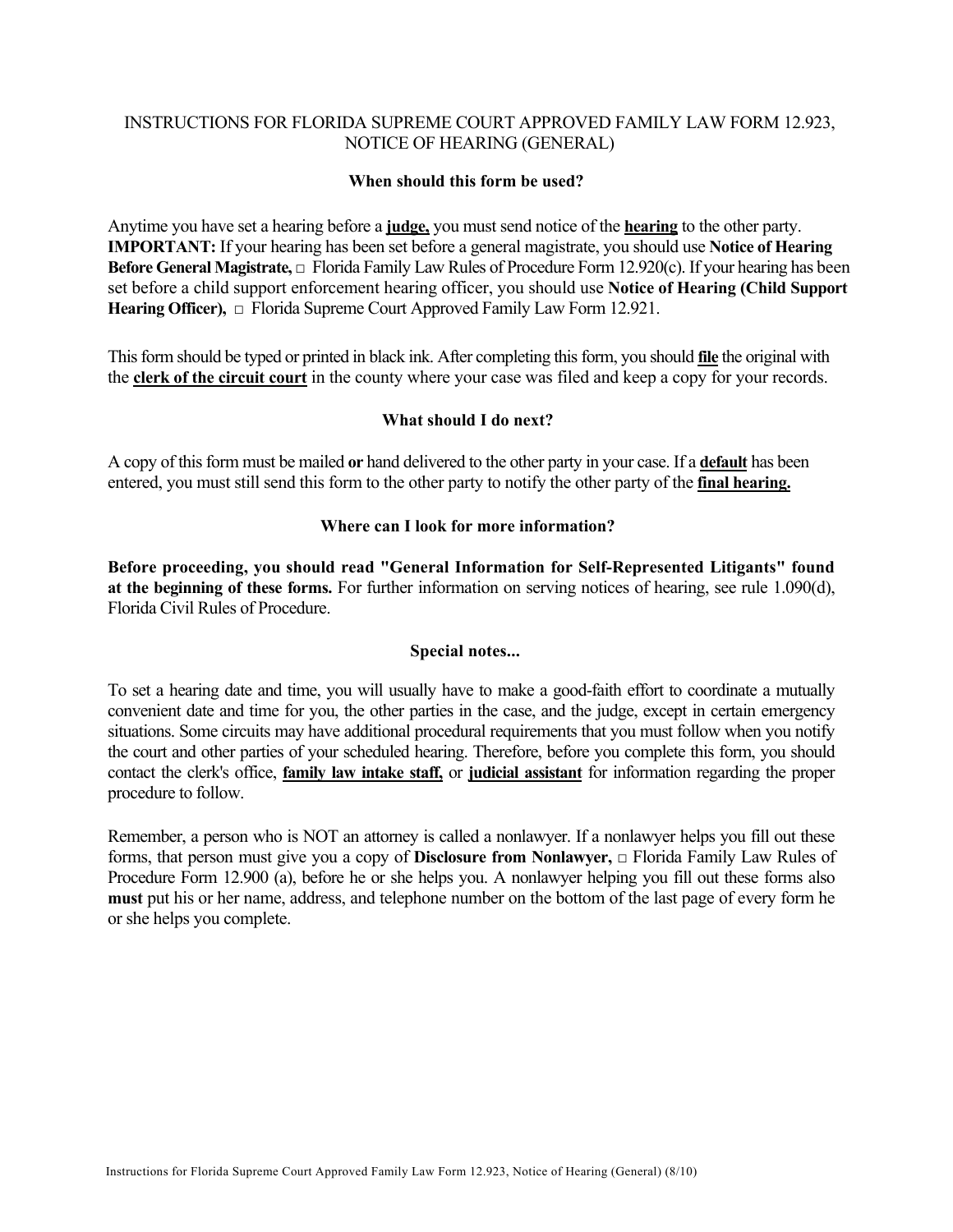# INSTRUCTIONS FOR FLORIDA SUPREME COURT APPROVED FAMILY LAW FORM 12.923, NOTICE OF HEARING (GENERAL)

### When should this form be used?

Anytime you have set a hearing before a **judge,** you must send notice of the **hearing** to the other party. **IMPORTANT:** If your hearing has been set before a general magistrate, you should use **Notice of Hearing Before General Magistrate,** □ Florida Family Law Rules of Procedure Form 12.920(c). If your hearing has been set before a child support enforcement hearing officer, you should use **Notice of Hearing (Child Support Hearing Officer),** □ Florida Supreme Court Approved Family Law Form 12.921.

This form should be typed or printed in black ink. After completing this form, you should **file** the original with the **clerk of the circuit court** in the county where your case was filed and keep a copy for your records.

### What should I do next?

A copy of this form must be mailed **or** hand delivered to the other party in your case. If a **default** has been entered, you must still send this form to the other party to notify the other party of the **final hearing.**

### Where can I look for more information?

**Before proceeding, you should read "General Information for Self-Represented Litigants" found at the beginning of these forms.** For further information on serving notices of hearing, see rule 1.090(d), Florida Civil Rules of Procedure.

### Special notes...

To set a hearing date and time, you will usually have to make a good-faith effort to coordinate a mutually convenient date and time for you, the other parties in the case, and the judge, except in certain emergency situations. Some circuits may have additional procedural requirements that you must follow when you notify the court and other parties of your scheduled hearing. Therefore, before you complete this form, you should contact the clerk's office, **family law intake staff,** or **judicial assistant** for information regarding the proper procedure to follow.

Remember, a person who is NOT an attorney is called a nonlawyer. If a nonlawyer helps you fill out these forms, that person must give you a copy of **Disclosure from Nonlawyer,** □ Florida Family Law Rules of Procedure Form 12.900 (a), before he or she helps you. A nonlawyer helping you fill out these forms also **must** put his or her name, address, and telephone number on the bottom of the last page of every form he or she helps you complete.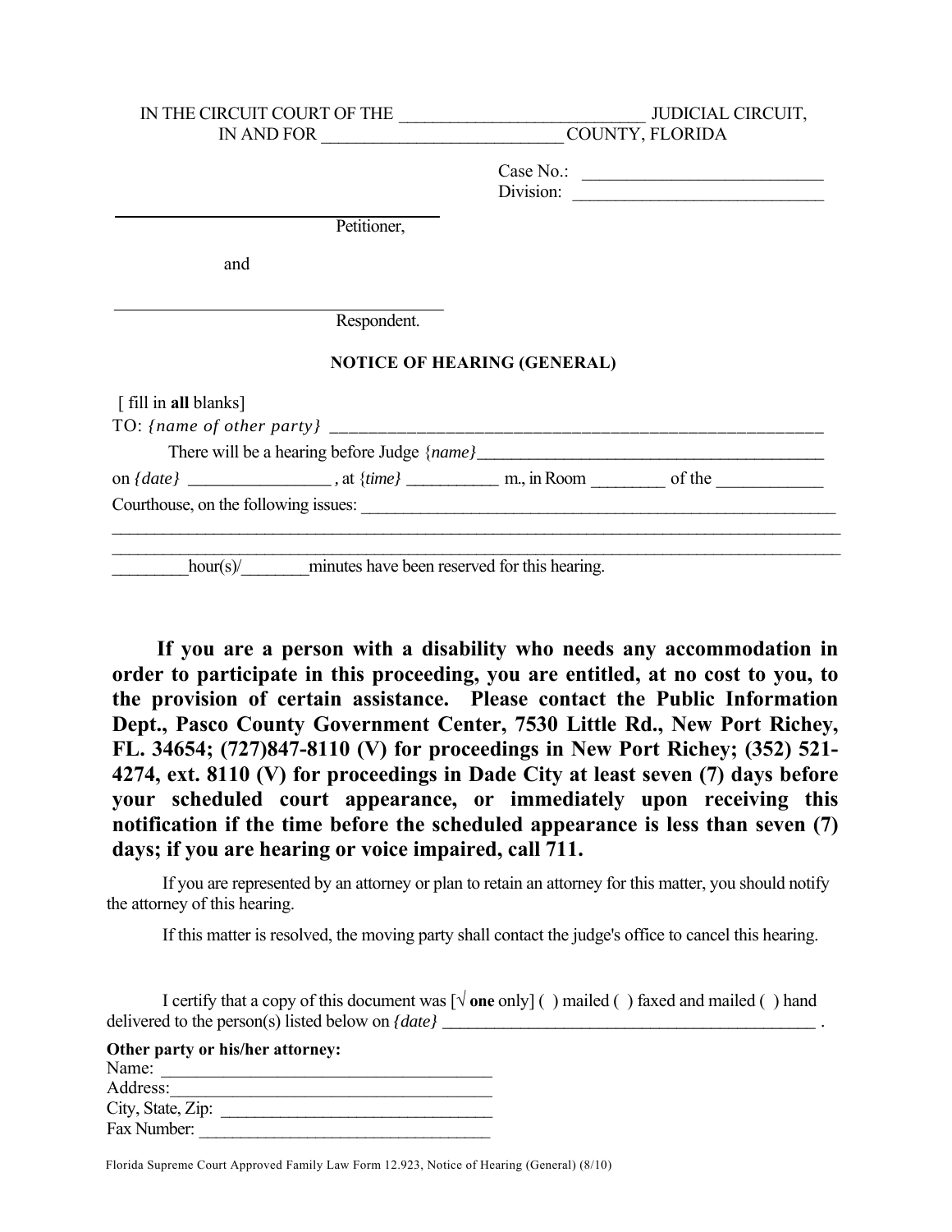IN THE CIRCUIT COURT OF THE ____________________________ JUDICIAL CIRCUIT,
IN AND FOR ___________________________ COUNTY, FLORIDA

Case No.: ____________________________
Division: ______________________________

______________________________________
Petitioner,

and

______________________________________
Respondent.

**NOTICE OF HEARING (GENERAL)**

[ fill in **all** blanks]

TO: *{name of other party}* ______________________________________________________

There will be a hearing before Judge *{name}*__________________________________________

on *{date}* _________________ , at *{time}* ___________ m., in Room ________ of the ____________

Courthouse, on the following issues: ________________________________________________

________________________________________________________________________________

________________________________________________________________________________

_________hour(s)/________minutes have been reserved for this hearing.

**If you are a person with a disability who needs any accommodation in order to participate in this proceeding, you are entitled, at no cost to you, to the provision of certain assistance. Please contact the Public Information Dept., Pasco County Government Center, 7530 Little Rd., New Port Richey, FL. 34654; (727)847-8110 (V) for proceedings in New Port Richey; (352) 521-4274, ext. 8110 (V) for proceedings in Dade City at least seven (7) days before your scheduled court appearance, or immediately upon receiving this notification if the time before the scheduled appearance is less than seven (7) days; if you are hearing or voice impaired, call 711.**

If you are represented by an attorney or plan to retain an attorney for this matter, you should notify the attorney of this hearing.

If this matter is resolved, the moving party shall contact the judge's office to cancel this hearing.

I certify that a copy of this document was [√ **one** only] ( ) mailed ( ) faxed and mailed ( ) hand delivered to the person(s) listed below on *{date}* ____________________________________________ .

**Other party or his/her attorney:**
Name: ________________________________________
Address:_______________________________________
City, State, Zip: ________________________________
Fax Number: ___________________________________

Florida Supreme Court Approved Family Law Form 12.923, Notice of Hearing (General) (8/10)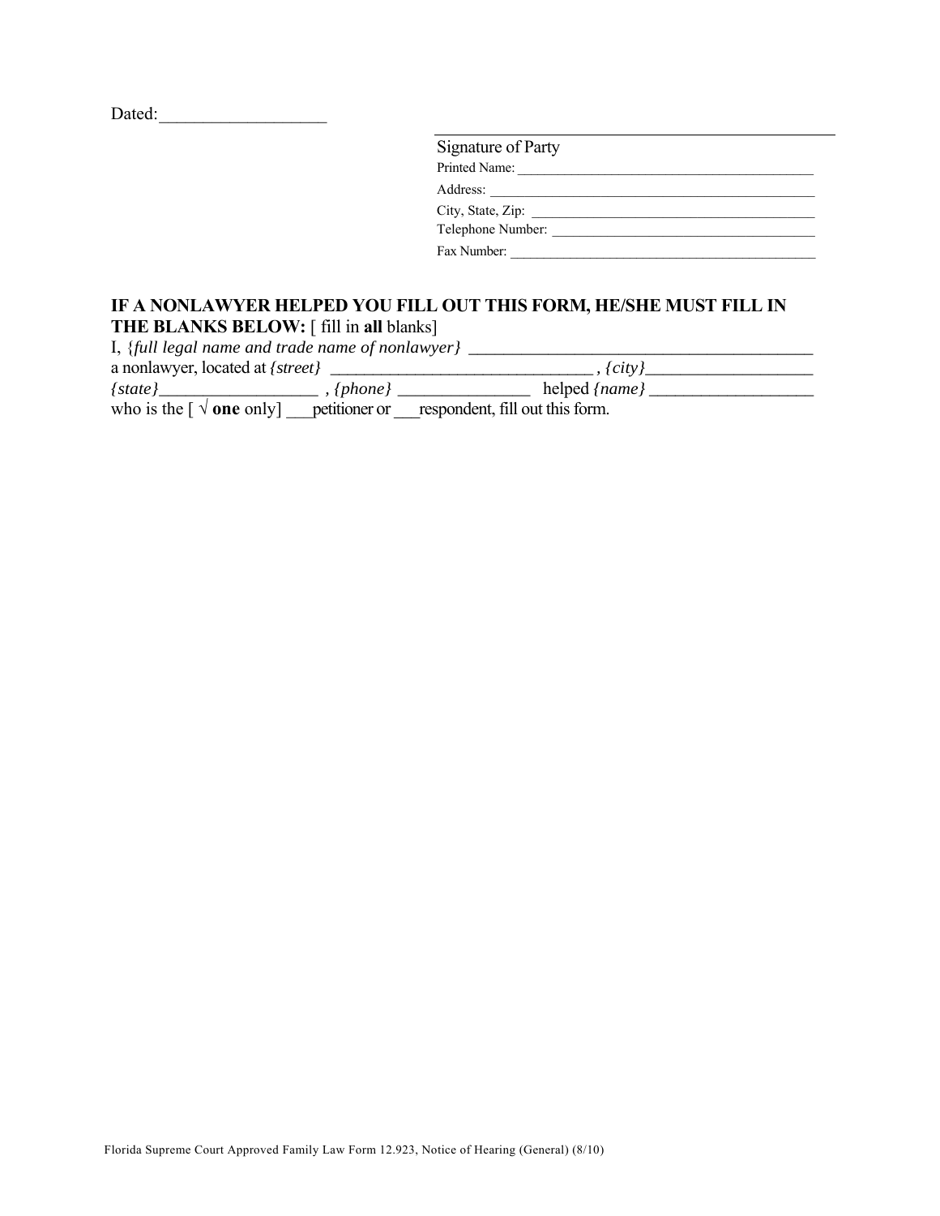Dated:___________________

Signature of Party
Printed Name: ___________________________________________
Address: ________________________________________________
City, State, Zip: ___________________________________________
Telephone Number: ______________________________________
Fax Number: _____________________________________________

**IF A NONLAWYER HELPED YOU FILL OUT THIS FORM, HE/SHE MUST FILL IN THE BLANKS BELOW:** [ fill in **all** blanks]

I, {*full legal name and trade name of nonlawyer*} __________________________________________
a nonlawyer, located at *{street}* _______________________________ , *{city}*___________________
*{state}*__________________ , *{phone}* _______________ helped *{name}* ___________________
who is the [ √ **one** only] ___petitioner or ___respondent, fill out this form.

Florida Supreme Court Approved Family Law Form 12.923, Notice of Hearing (General) (8/10)